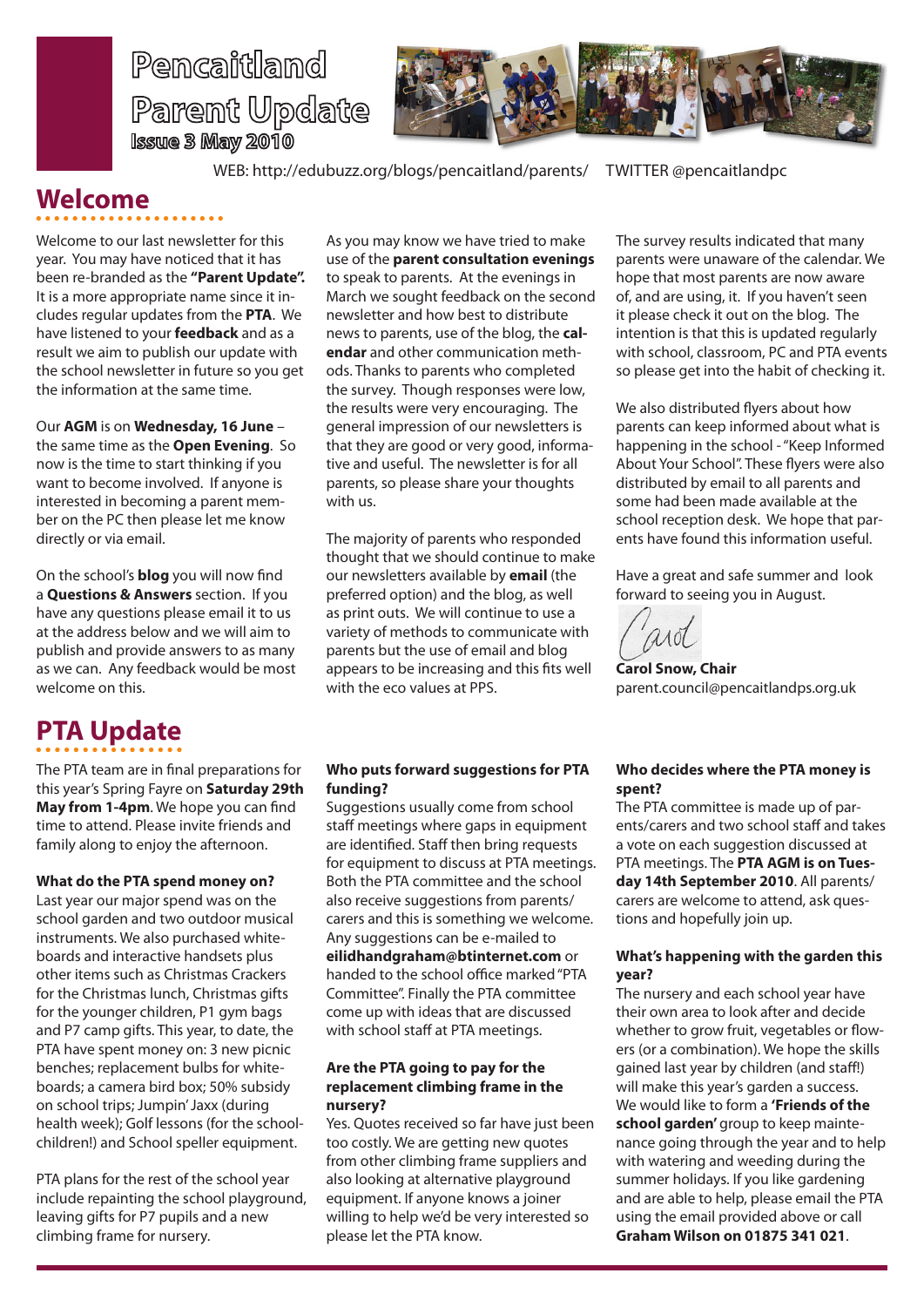# Pencaitland Parent Update

**Issue 3 May 2010**

WEB: http://edubuzz.org/blogs/pencaitland/parents/ TWITTER @pencaitlandpc

## Welcome

Welcome to our last newsletter for this year. You may have noticed that it has been re-branded as the **"Parent Update".** It is a more appropriate name since it includes regular updates from the **PTA**. We have listened to your **feedback** and as a result we aim to publish our update with the school newsletter in future so you get the information at the same time.

Our **AGM** is on **Wednesday, 16 June** – the same time as the **Open Evening**. So now is the time to start thinking if you want to become involved. If anyone is interested in becoming a parent member on the PC then please let me know directly or via email.

On the school's **blog** you will now find a **Questions & Answers** section. If you have any questions please email it to us at the address below and we will aim to publish and provide answers to as many as we can. Any feedback would be most welcome on this.

As you may know we have tried to make use of the **parent consultation evenings** to speak to parents. At the evenings in March we sought feedback on the second newsletter and how best to distribute news to parents, use of the blog, the **calendar** and other communication methods. Thanks to parents who completed the survey. Though responses were low, the results were very encouraging. The general impression of our newsletters is that they are good or very good, informative and useful. The newsletter is for all parents, so please share your thoughts with us.

The majority of parents who responded thought that we should continue to make our newsletters available by **email** (the preferred option) and the blog, as well as print outs. We will continue to use a variety of methods to communicate with parents but the use of email and blog appears to be increasing and this fits well with the eco values at PPS.

The survey results indicated that many parents were unaware of the calendar. We hope that most parents are now aware of, and are using, it. If you haven't seen it please check it out on the blog. The intention is that this is updated regularly with school, classroom, PC and PTA events so please get into the habit of checking it.

We also distributed flyers about how parents can keep informed about what is happening in the school - "Keep Informed About Your School". These flyers were also distributed by email to all parents and some had been made available at the school reception desk. We hope that parents have found this information useful.

Have a great and safe summer and look forward to seeing you in August.

*Carol*

**Carol Snow, Chair**
parent.council@pencaitlandps.org.uk

## PTA Update

The PTA team are in final preparations for this year's Spring Fayre on **Saturday 29th May from 1-4pm**. We hope you can find time to attend. Please invite friends and family along to enjoy the afternoon.

**What do the PTA spend money on?**
Last year our major spend was on the school garden and two outdoor musical instruments. We also purchased whiteboards and interactive handsets plus other items such as Christmas Crackers for the Christmas lunch, Christmas gifts for the younger children, P1 gym bags and P7 camp gifts. This year, to date, the PTA have spent money on: 3 new picnic benches; replacement bulbs for whiteboards; a camera bird box; 50% subsidy on school trips; Jumpin' Jaxx (during health week); Golf lessons (for the schoolchildren!) and School speller equipment.

PTA plans for the rest of the school year include repainting the school playground, leaving gifts for P7 pupils and a new climbing frame for nursery.

**Who puts forward suggestions for PTA funding?**
Suggestions usually come from school staff meetings where gaps in equipment are identified. Staff then bring requests for equipment to discuss at PTA meetings. Both the PTA committee and the school also receive suggestions from parents/carers and this is something we welcome. Any suggestions can be e-mailed to **eilidhandgraham@btinternet.com** or handed to the school office marked "PTA Committee". Finally the PTA committee come up with ideas that are discussed with school staff at PTA meetings.

**Are the PTA going to pay for the replacement climbing frame in the nursery?**
Yes. Quotes received so far have just been too costly. We are getting new quotes from other climbing frame suppliers and also looking at alternative playground equipment. If anyone knows a joiner willing to help we'd be very interested so please let the PTA know.

**Who decides where the PTA money is spent?**
The PTA committee is made up of parents/carers and two school staff and takes a vote on each suggestion discussed at PTA meetings. The **PTA AGM is on Tuesday 14th September 2010**. All parents/carers are welcome to attend, ask questions and hopefully join up.

**What's happening with the garden this year?**
The nursery and each school year have their own area to look after and decide whether to grow fruit, vegetables or flowers (or a combination). We hope the skills gained last year by children (and staff!) will make this year's garden a success. We would like to form a **'Friends of the school garden'** group to keep maintenance going through the year and to help with watering and weeding during the summer holidays. If you like gardening and are able to help, please email the PTA using the email provided above or call **Graham Wilson on 01875 341 021**.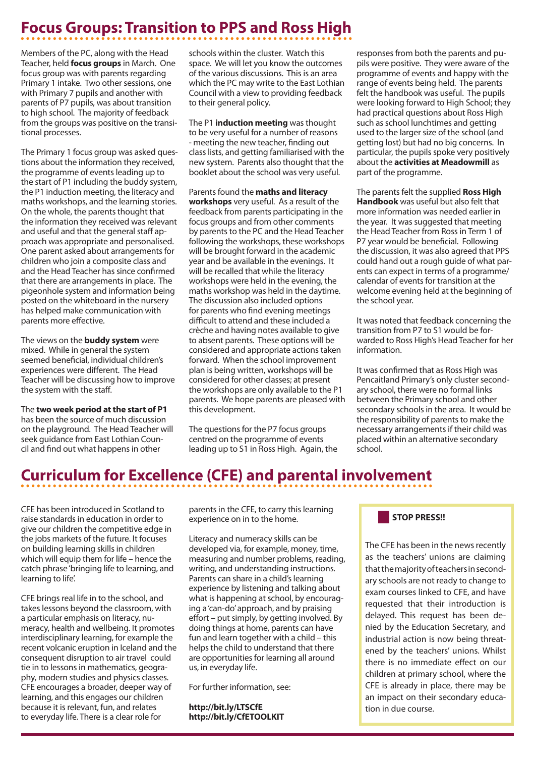## Focus Groups: Transition to PPS and Ross High

Members of the PC, along with the Head Teacher, held **focus groups** in March. One focus group was with parents regarding Primary 1 intake. Two other sessions, one with Primary 7 pupils and another with parents of P7 pupils, was about transition to high school. The majority of feedback from the groups was positive on the transitional processes.

The Primary 1 focus group was asked questions about the information they received, the programme of events leading up to the start of P1 including the buddy system, the P1 induction meeting, the literacy and maths workshops, and the learning stories. On the whole, the parents thought that the information they received was relevant and useful and that the general staff approach was appropriate and personalised. One parent asked about arrangements for children who join a composite class and the Head Teacher has since confirmed that there are arrangements in place. The pigeonhole system and information being posted on the whiteboard in the nursery has helped make communication with parents more effective.

The views on the **buddy system** were mixed. While in general the system seemed beneficial, individual children's experiences were different. The Head Teacher will be discussing how to improve the system with the staff.

The **two week period at the start of P1** has been the source of much discussion on the playground. The Head Teacher will seek guidance from East Lothian Council and find out what happens in other schools within the cluster. Watch this space. We will let you know the outcomes of the various discussions. This is an area which the PC may write to the East Lothian Council with a view to providing feedback to their general policy.

The P1 **induction meeting** was thought to be very useful for a number of reasons - meeting the new teacher, finding out class lists, and getting familiarised with the new system. Parents also thought that the booklet about the school was very useful.

Parents found the **maths and literacy workshops** very useful. As a result of the feedback from parents participating in the focus groups and from other comments by parents to the PC and the Head Teacher following the workshops, these workshops will be brought forward in the academic year and be available in the evenings. It will be recalled that while the literacy workshops were held in the evening, the maths workshop was held in the daytime. The discussion also included options for parents who find evening meetings difficult to attend and these included a crèche and having notes available to give to absent parents. These options will be considered and appropriate actions taken forward. When the school improvement plan is being written, workshops will be considered for other classes; at present the workshops are only available to the P1 parents. We hope parents are pleased with this development.

The questions for the P7 focus groups centred on the programme of events leading up to S1 in Ross High. Again, the responses from both the parents and pupils were positive. They were aware of the programme of events and happy with the range of events being held. The parents felt the handbook was useful. The pupils were looking forward to High School; they had practical questions about Ross High such as school lunchtimes and getting used to the larger size of the school (and getting lost) but had no big concerns. In particular, the pupils spoke very positively about the **activities at Meadowmill** as part of the programme.

The parents felt the supplied **Ross High Handbook** was useful but also felt that more information was needed earlier in the year. It was suggested that meeting the Head Teacher from Ross in Term 1 of P7 year would be beneficial. Following the discussion, it was also agreed that PPS could hand out a rough guide of what parents can expect in terms of a programme/calendar of events for transition at the welcome evening held at the beginning of the school year.

It was noted that feedback concerning the transition from P7 to S1 would be forwarded to Ross High's Head Teacher for her information.

It was confirmed that as Ross High was Pencaitland Primary's only cluster secondary school, there were no formal links between the Primary school and other secondary schools in the area. It would be the responsibility of parents to make the necessary arrangements if their child was placed within an alternative secondary school.

## Curriculum for Excellence (CFE) and parental involvement

CFE has been introduced in Scotland to raise standards in education in order to give our children the competitive edge in the jobs markets of the future. It focuses on building learning skills in children which will equip them for life – hence the catch phrase 'bringing life to learning, and learning to life'.

CFE brings real life in to the school, and takes lessons beyond the classroom, with a particular emphasis on literacy, numeracy, health and wellbeing. It promotes interdisciplinary learning, for example the recent volcanic eruption in Iceland and the consequent disruption to air travel could tie in to lessons in mathematics, geography, modern studies and physics classes. CFE encourages a broader, deeper way of learning, and this engages our children because it is relevant, fun, and relates to everyday life. There is a clear role for parents in the CFE, to carry this learning experience on in to the home.

Literacy and numeracy skills can be developed via, for example, money, time, measuring and number problems, reading, writing, and understanding instructions. Parents can share in a child's learning experience by listening and talking about what is happening at school, by encouraging a 'can-do' approach, and by praising effort – put simply, by getting involved. By doing things at home, parents can have fun and learn together with a child – this helps the child to understand that there are opportunities for learning all around us, in everyday life.

For further information, see:

**http://bit.ly/LTSCfE**
**http://bit.ly/CfETOOLKIT**

### STOP PRESS!!

The CFE has been in the news recently as the teachers' unions are claiming that the majority of teachers in secondary schools are not ready to change to exam courses linked to CFE, and have requested that their introduction is delayed. This request has been denied by the Education Secretary, and industrial action is now being threatened by the teachers' unions. Whilst there is no immediate effect on our children at primary school, where the CFE is already in place, there may be an impact on their secondary education in due course.